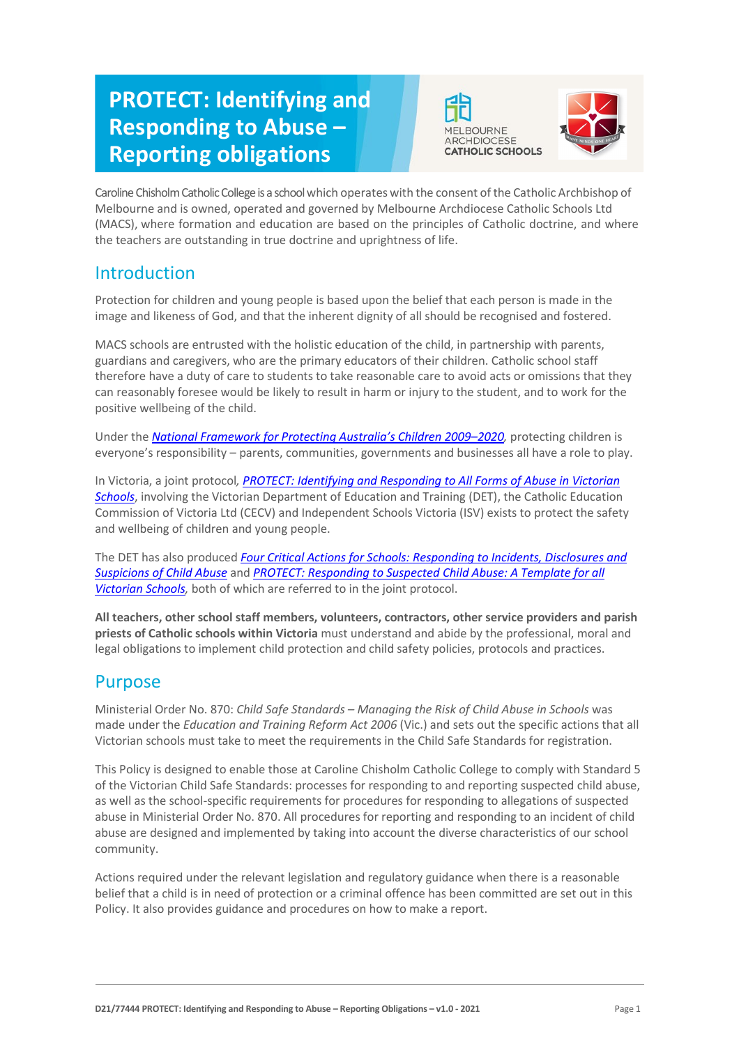# PROTECT: Identifying and Responding to Abuse – Reporting obligations

MELBOURNE ARCHDIOCESE CATHOLIC SCHOOLS

Caroline Chisholm Catholic College is a school which operates with the consent of the Catholic Archbishop of Melbourne and is owned, operated and governed by Melbourne Archdiocese Catholic Schools Ltd (MACS), where formation and education are based on the principles of Catholic doctrine, and where the teachers are outstanding in true doctrine and uprightness of life.

## Introduction

Protection for children and young people is based upon the belief that each person is made in the image and likeness of God, and that the inherent dignity of all should be recognised and fostered.

MACS schools are entrusted with the holistic education of the child, in partnership with parents, guardians and caregivers, who are the primary educators of their children. Catholic school staff therefore have a duty of care to students to take reasonable care to avoid acts or omissions that they can reasonably foresee would be likely to result in harm or injury to the student, and to work for the positive wellbeing of the child.

Under the *National Framework for Protecting Australia's Children 2009–2020*, protecting children is everyone's responsibility – parents, communities, governments and businesses all have a role to play.

In Victoria, a joint protocol, *PROTECT: Identifying and Responding to All Forms of Abuse in Victorian Schools*, involving the Victorian Department of Education and Training (DET), the Catholic Education Commission of Victoria Ltd (CECV) and Independent Schools Victoria (ISV) exists to protect the safety and wellbeing of children and young people.

The DET has also produced *Four Critical Actions for Schools: Responding to Incidents, Disclosures and Suspicions of Child Abuse* and *PROTECT: Responding to Suspected Child Abuse: A Template for all Victorian Schools*, both of which are referred to in the joint protocol.

**All teachers, other school staff members, volunteers, contractors, other service providers and parish priests of Catholic schools within Victoria** must understand and abide by the professional, moral and legal obligations to implement child protection and child safety policies, protocols and practices.

## Purpose

Ministerial Order No. 870: *Child Safe Standards – Managing the Risk of Child Abuse in Schools* was made under the *Education and Training Reform Act 2006* (Vic.) and sets out the specific actions that all Victorian schools must take to meet the requirements in the Child Safe Standards for registration.

This Policy is designed to enable those at Caroline Chisholm Catholic College to comply with Standard 5 of the Victorian Child Safe Standards: processes for responding to and reporting suspected child abuse, as well as the school-specific requirements for procedures for responding to allegations of suspected abuse in Ministerial Order No. 870. All procedures for reporting and responding to an incident of child abuse are designed and implemented by taking into account the diverse characteristics of our school community.

Actions required under the relevant legislation and regulatory guidance when there is a reasonable belief that a child is in need of protection or a criminal offence has been committed are set out in this Policy. It also provides guidance and procedures on how to make a report.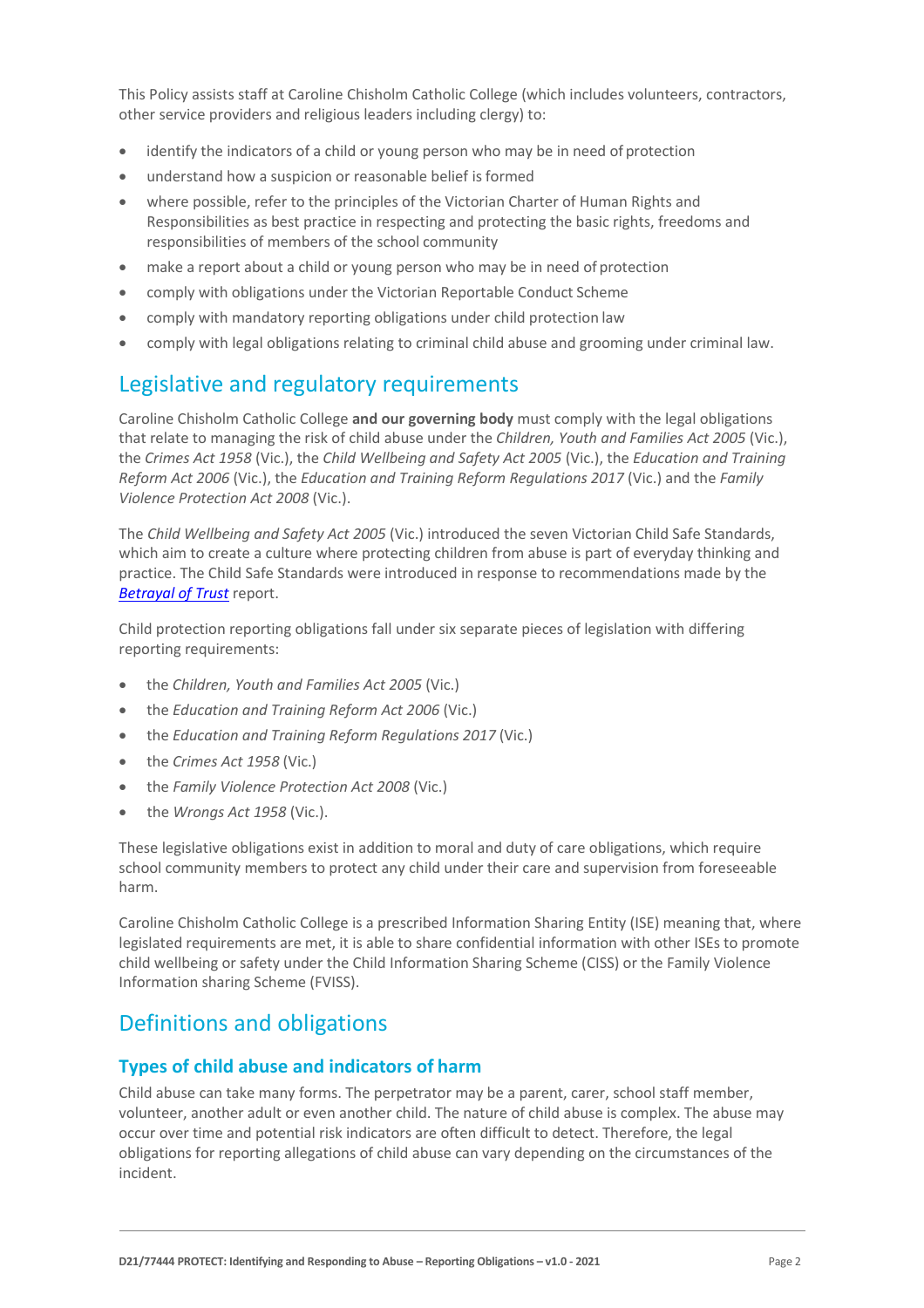This Policy assists staff at Caroline Chisholm Catholic College (which includes volunteers, contractors, other service providers and religious leaders including clergy) to:

- identify the indicators of a child or young person who may be in need of protection
- understand how a suspicion or reasonable belief is formed
- where possible, refer to the principles of the Victorian Charter of Human Rights and Responsibilities as best practice in respecting and protecting the basic rights, freedoms and responsibilities of members of the school community
- make a report about a child or young person who may be in need of protection
- comply with obligations under the Victorian Reportable Conduct Scheme
- comply with mandatory reporting obligations under child protection law
- comply with legal obligations relating to criminal child abuse and grooming under criminal law.

## Legislative and regulatory requirements

Caroline Chisholm Catholic College **and our governing body** must comply with the legal obligations that relate to managing the risk of child abuse under the *Children, Youth and Families Act 2005* (Vic.), the *Crimes Act 1958* (Vic.), the *Child Wellbeing and Safety Act 2005* (Vic.), the *Education and Training Reform Act 2006* (Vic.), the *Education and Training Reform Regulations 2017* (Vic.) and the *Family Violence Protection Act 2008* (Vic.).

The *Child Wellbeing and Safety Act 2005* (Vic.) introduced the seven Victorian Child Safe Standards, which aim to create a culture where protecting children from abuse is part of everyday thinking and practice. The Child Safe Standards were introduced in response to recommendations made by the ***Betrayal of Trust*** report.

Child protection reporting obligations fall under six separate pieces of legislation with differing reporting requirements:

- the *Children, Youth and Families Act 2005* (Vic.)
- the *Education and Training Reform Act 2006* (Vic.)
- the *Education and Training Reform Regulations 2017* (Vic.)
- the *Crimes Act 1958* (Vic.)
- the *Family Violence Protection Act 2008* (Vic.)
- the *Wrongs Act 1958* (Vic.).

These legislative obligations exist in addition to moral and duty of care obligations, which require school community members to protect any child under their care and supervision from foreseeable harm.

Caroline Chisholm Catholic College is a prescribed Information Sharing Entity (ISE) meaning that, where legislated requirements are met, it is able to share confidential information with other ISEs to promote child wellbeing or safety under the Child Information Sharing Scheme (CISS) or the Family Violence Information sharing Scheme (FVISS).

## Definitions and obligations

### Types of child abuse and indicators of harm

Child abuse can take many forms. The perpetrator may be a parent, carer, school staff member, volunteer, another adult or even another child. The nature of child abuse is complex. The abuse may occur over time and potential risk indicators are often difficult to detect. Therefore, the legal obligations for reporting allegations of child abuse can vary depending on the circumstances of the incident.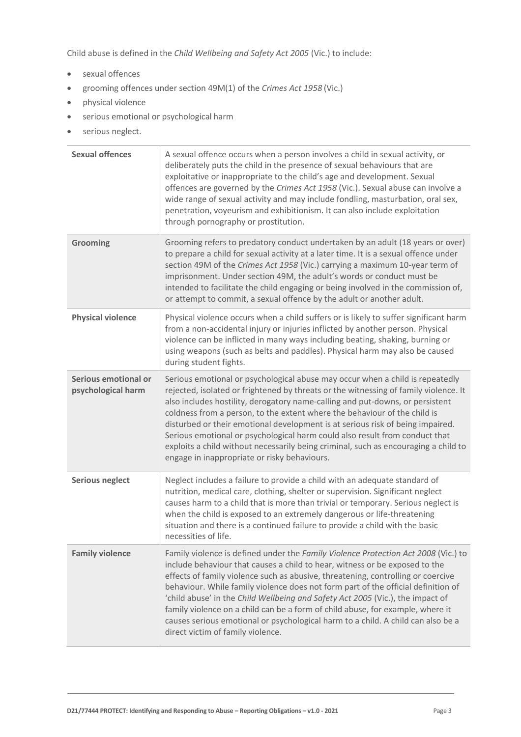Child abuse is defined in the *Child Wellbeing and Safety Act 2005* (Vic.) to include:

- sexual offences
- grooming offences under section 49M(1) of the *Crimes Act 1958* (Vic.)
- physical violence
- serious emotional or psychological harm
- serious neglect.

| | |
|---|---|
| **Sexual offences** | A sexual offence occurs when a person involves a child in sexual activity, or deliberately puts the child in the presence of sexual behaviours that are exploitative or inappropriate to the child's age and development. Sexual offences are governed by the *Crimes Act 1958* (Vic.). Sexual abuse can involve a wide range of sexual activity and may include fondling, masturbation, oral sex, penetration, voyeurism and exhibitionism. It can also include exploitation through pornography or prostitution. |
| **Grooming** | Grooming refers to predatory conduct undertaken by an adult (18 years or over) to prepare a child for sexual activity at a later time. It is a sexual offence under section 49M of the *Crimes Act 1958* (Vic.) carrying a maximum 10-year term of imprisonment. Under section 49M, the adult's words or conduct must be intended to facilitate the child engaging or being involved in the commission of, or attempt to commit, a sexual offence by the adult or another adult. |
| **Physical violence** | Physical violence occurs when a child suffers or is likely to suffer significant harm from a non-accidental injury or injuries inflicted by another person. Physical violence can be inflicted in many ways including beating, shaking, burning or using weapons (such as belts and paddles). Physical harm may also be caused during student fights. |
| **Serious emotional or psychological harm** | Serious emotional or psychological abuse may occur when a child is repeatedly rejected, isolated or frightened by threats or the witnessing of family violence. It also includes hostility, derogatory name-calling and put-downs, or persistent coldness from a person, to the extent where the behaviour of the child is disturbed or their emotional development is at serious risk of being impaired. Serious emotional or psychological harm could also result from conduct that exploits a child without necessarily being criminal, such as encouraging a child to engage in inappropriate or risky behaviours. |
| **Serious neglect** | Neglect includes a failure to provide a child with an adequate standard of nutrition, medical care, clothing, shelter or supervision. Significant neglect causes harm to a child that is more than trivial or temporary. Serious neglect is when the child is exposed to an extremely dangerous or life-threatening situation and there is a continued failure to provide a child with the basic necessities of life. |
| **Family violence** | Family violence is defined under the *Family Violence Protection Act 2008* (Vic.) to include behaviour that causes a child to hear, witness or be exposed to the effects of family violence such as abusive, threatening, controlling or coercive behaviour. While family violence does not form part of the official definition of 'child abuse' in the *Child Wellbeing and Safety Act 2005* (Vic.), the impact of family violence on a child can be a form of child abuse, for example, where it causes serious emotional or psychological harm to a child. A child can also be a direct victim of family violence. |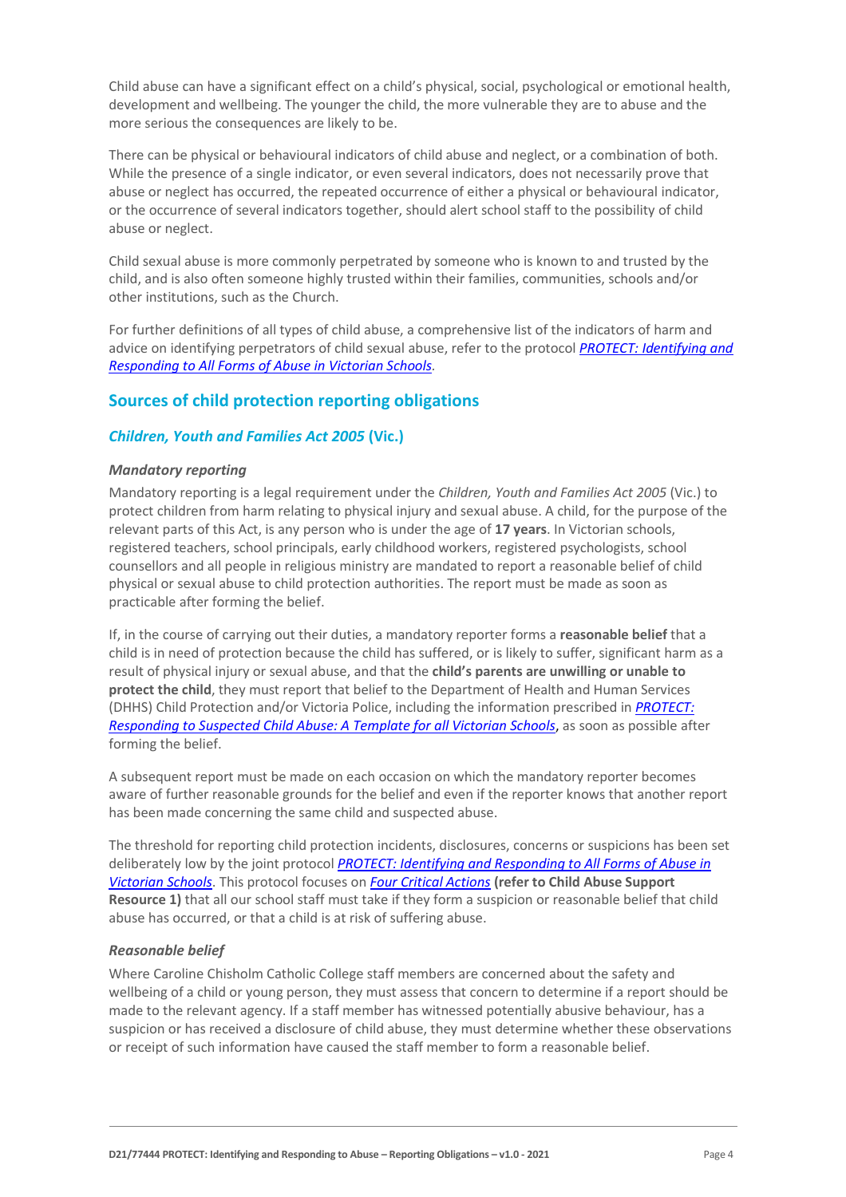Child abuse can have a significant effect on a child's physical, social, psychological or emotional health, development and wellbeing. The younger the child, the more vulnerable they are to abuse and the more serious the consequences are likely to be.

There can be physical or behavioural indicators of child abuse and neglect, or a combination of both. While the presence of a single indicator, or even several indicators, does not necessarily prove that abuse or neglect has occurred, the repeated occurrence of either a physical or behavioural indicator, or the occurrence of several indicators together, should alert school staff to the possibility of child abuse or neglect.

Child sexual abuse is more commonly perpetrated by someone who is known to and trusted by the child, and is also often someone highly trusted within their families, communities, schools and/or other institutions, such as the Church.

For further definitions of all types of child abuse, a comprehensive list of the indicators of harm and advice on identifying perpetrators of child sexual abuse, refer to the protocol *PROTECT: Identifying and Responding to All Forms of Abuse in Victorian Schools*.

## Sources of child protection reporting obligations

### *Children, Youth and Families Act 2005* (Vic.)

#### *Mandatory reporting*

Mandatory reporting is a legal requirement under the *Children, Youth and Families Act 2005* (Vic.) to protect children from harm relating to physical injury and sexual abuse. A child, for the purpose of the relevant parts of this Act, is any person who is under the age of **17 years**. In Victorian schools, registered teachers, school principals, early childhood workers, registered psychologists, school counsellors and all people in religious ministry are mandated to report a reasonable belief of child physical or sexual abuse to child protection authorities. The report must be made as soon as practicable after forming the belief.

If, in the course of carrying out their duties, a mandatory reporter forms a **reasonable belief** that a child is in need of protection because the child has suffered, or is likely to suffer, significant harm as a result of physical injury or sexual abuse, and that the **child's parents are unwilling or unable to protect the child**, they must report that belief to the Department of Health and Human Services (DHHS) Child Protection and/or Victoria Police, including the information prescribed in *PROTECT: Responding to Suspected Child Abuse: A Template for all Victorian Schools*, as soon as possible after forming the belief.

A subsequent report must be made on each occasion on which the mandatory reporter becomes aware of further reasonable grounds for the belief and even if the reporter knows that another report has been made concerning the same child and suspected abuse.

The threshold for reporting child protection incidents, disclosures, concerns or suspicions has been set deliberately low by the joint protocol *PROTECT: Identifying and Responding to All Forms of Abuse in Victorian Schools*. This protocol focuses on *Four Critical Actions* **(refer to Child Abuse Support Resource 1)** that all our school staff must take if they form a suspicion or reasonable belief that child abuse has occurred, or that a child is at risk of suffering abuse.

#### *Reasonable belief*

Where Caroline Chisholm Catholic College staff members are concerned about the safety and wellbeing of a child or young person, they must assess that concern to determine if a report should be made to the relevant agency. If a staff member has witnessed potentially abusive behaviour, has a suspicion or has received a disclosure of child abuse, they must determine whether these observations or receipt of such information have caused the staff member to form a reasonable belief.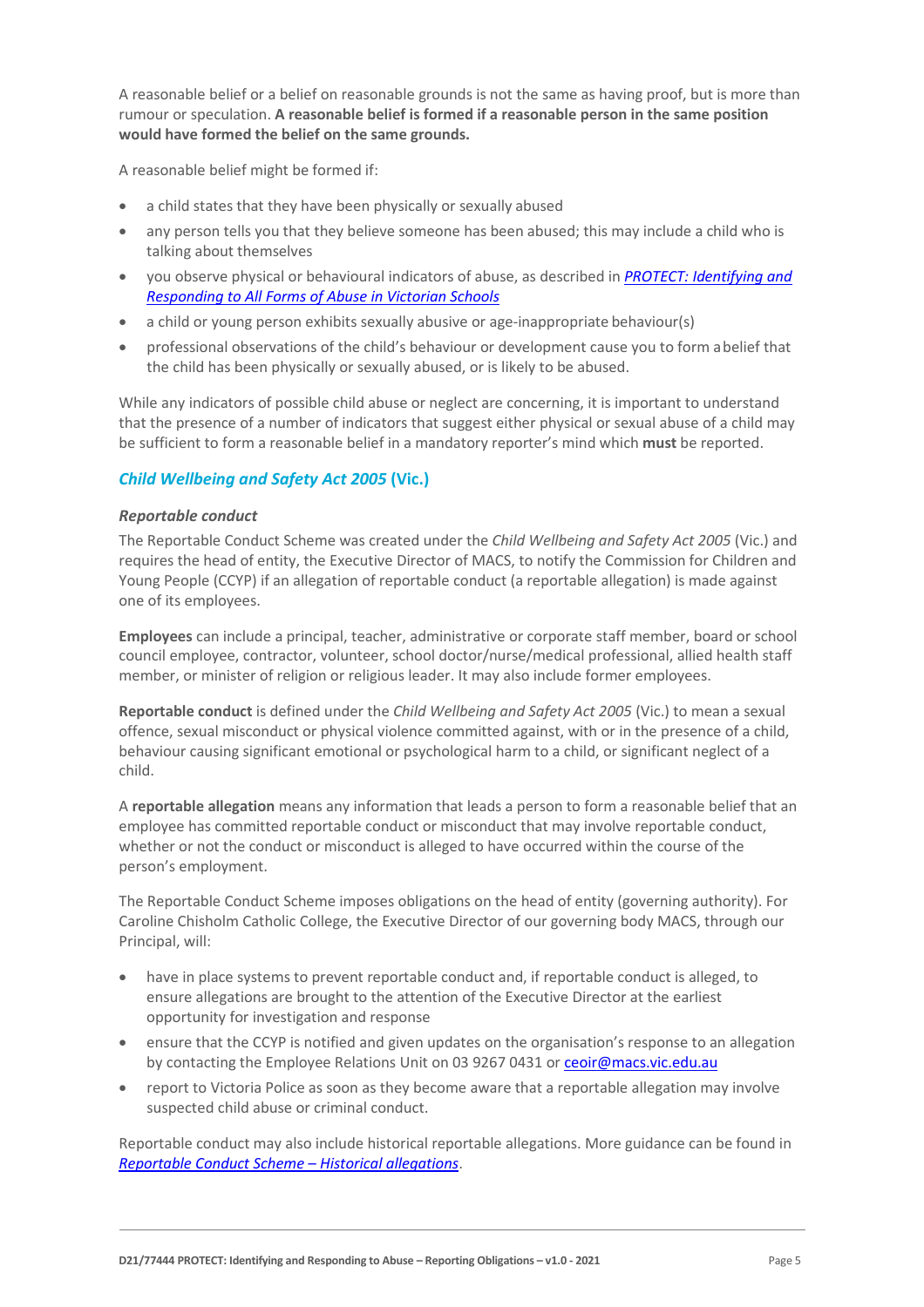A reasonable belief or a belief on reasonable grounds is not the same as having proof, but is more than rumour or speculation. **A reasonable belief is formed if a reasonable person in the same position would have formed the belief on the same grounds.**

A reasonable belief might be formed if:

- a child states that they have been physically or sexually abused
- any person tells you that they believe someone has been abused; this may include a child who is talking about themselves
- you observe physical or behavioural indicators of abuse, as described in [*PROTECT: Identifying and Responding to All Forms of Abuse in Victorian Schools*]
- a child or young person exhibits sexually abusive or age-inappropriate behaviour(s)
- professional observations of the child's behaviour or development cause you to form a belief that the child has been physically or sexually abused, or is likely to be abused.

While any indicators of possible child abuse or neglect are concerning, it is important to understand that the presence of a number of indicators that suggest either physical or sexual abuse of a child may be sufficient to form a reasonable belief in a mandatory reporter's mind which **must** be reported.

## *Child Wellbeing and Safety Act 2005* (Vic.)

### *Reportable conduct*

The Reportable Conduct Scheme was created under the *Child Wellbeing and Safety Act 2005* (Vic.) and requires the head of entity, the Executive Director of MACS, to notify the Commission for Children and Young People (CCYP) if an allegation of reportable conduct (a reportable allegation) is made against one of its employees.

**Employees** can include a principal, teacher, administrative or corporate staff member, board or school council employee, contractor, volunteer, school doctor/nurse/medical professional, allied health staff member, or minister of religion or religious leader. It may also include former employees.

**Reportable conduct** is defined under the *Child Wellbeing and Safety Act 2005* (Vic.) to mean a sexual offence, sexual misconduct or physical violence committed against, with or in the presence of a child, behaviour causing significant emotional or psychological harm to a child, or significant neglect of a child.

A **reportable allegation** means any information that leads a person to form a reasonable belief that an employee has committed reportable conduct or misconduct that may involve reportable conduct, whether or not the conduct or misconduct is alleged to have occurred within the course of the person's employment.

The Reportable Conduct Scheme imposes obligations on the head of entity (governing authority). For Caroline Chisholm Catholic College, the Executive Director of our governing body MACS, through our Principal, will:

- have in place systems to prevent reportable conduct and, if reportable conduct is alleged, to ensure allegations are brought to the attention of the Executive Director at the earliest opportunity for investigation and response
- ensure that the CCYP is notified and given updates on the organisation's response to an allegation by contacting the Employee Relations Unit on 03 9267 0431 or ceoir@macs.vic.edu.au
- report to Victoria Police as soon as they become aware that a reportable allegation may involve suspected child abuse or criminal conduct.

Reportable conduct may also include historical reportable allegations. More guidance can be found in *Reportable Conduct Scheme – Historical allegations*.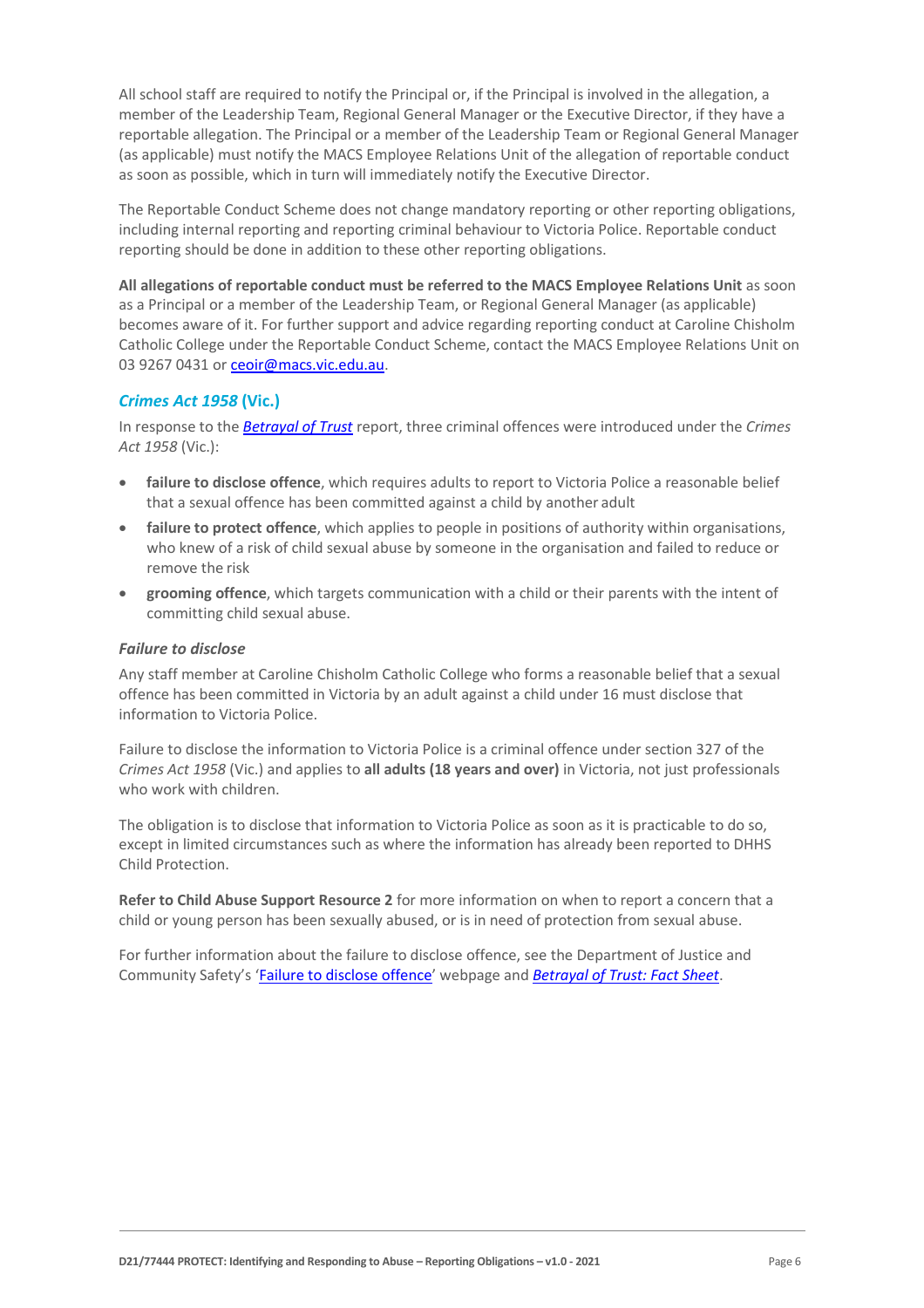All school staff are required to notify the Principal or, if the Principal is involved in the allegation, a member of the Leadership Team, Regional General Manager or the Executive Director, if they have a reportable allegation. The Principal or a member of the Leadership Team or Regional General Manager (as applicable) must notify the MACS Employee Relations Unit of the allegation of reportable conduct as soon as possible, which in turn will immediately notify the Executive Director.

The Reportable Conduct Scheme does not change mandatory reporting or other reporting obligations, including internal reporting and reporting criminal behaviour to Victoria Police. Reportable conduct reporting should be done in addition to these other reporting obligations.

**All allegations of reportable conduct must be referred to the MACS Employee Relations Unit** as soon as a Principal or a member of the Leadership Team, or Regional General Manager (as applicable) becomes aware of it. For further support and advice regarding reporting conduct at Caroline Chisholm Catholic College under the Reportable Conduct Scheme, contact the MACS Employee Relations Unit on 03 9267 0431 or ceoir@macs.vic.edu.au.

### *Crimes Act 1958* (Vic.)

In response to the ***Betrayal of Trust*** report, three criminal offences were introduced under the *Crimes Act 1958* (Vic.):

- **failure to disclose offence**, which requires adults to report to Victoria Police a reasonable belief that a sexual offence has been committed against a child by another adult
- **failure to protect offence**, which applies to people in positions of authority within organisations, who knew of a risk of child sexual abuse by someone in the organisation and failed to reduce or remove the risk
- **grooming offence**, which targets communication with a child or their parents with the intent of committing child sexual abuse.

#### *Failure to disclose*

Any staff member at Caroline Chisholm Catholic College who forms a reasonable belief that a sexual offence has been committed in Victoria by an adult against a child under 16 must disclose that information to Victoria Police.

Failure to disclose the information to Victoria Police is a criminal offence under section 327 of the *Crimes Act 1958* (Vic.) and applies to **all adults (18 years and over)** in Victoria, not just professionals who work with children.

The obligation is to disclose that information to Victoria Police as soon as it is practicable to do so, except in limited circumstances such as where the information has already been reported to DHHS Child Protection.

**Refer to Child Abuse Support Resource 2** for more information on when to report a concern that a child or young person has been sexually abused, or is in need of protection from sexual abuse.

For further information about the failure to disclose offence, see the Department of Justice and Community Safety's 'Failure to disclose offence' webpage and ***Betrayal of Trust: Fact Sheet***.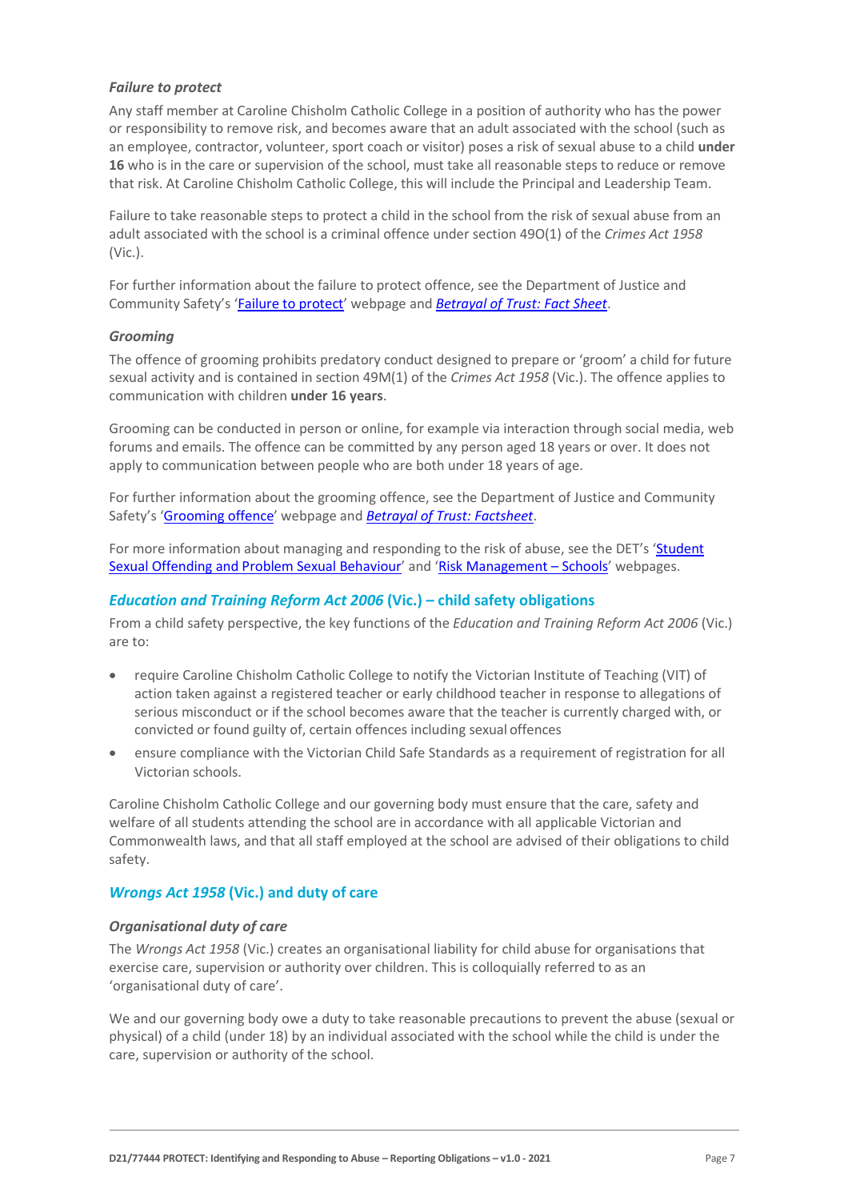### *Failure to protect*

Any staff member at Caroline Chisholm Catholic College in a position of authority who has the power or responsibility to remove risk, and becomes aware that an adult associated with the school (such as an employee, contractor, volunteer, sport coach or visitor) poses a risk of sexual abuse to a child **under 16** who is in the care or supervision of the school, must take all reasonable steps to reduce or remove that risk. At Caroline Chisholm Catholic College, this will include the Principal and Leadership Team.

Failure to take reasonable steps to protect a child in the school from the risk of sexual abuse from an adult associated with the school is a criminal offence under section 49O(1) of the *Crimes Act 1958* (Vic.).

For further information about the failure to protect offence, see the Department of Justice and Community Safety's 'Failure to protect' webpage and *Betrayal of Trust: Fact Sheet*.

### *Grooming*

The offence of grooming prohibits predatory conduct designed to prepare or 'groom' a child for future sexual activity and is contained in section 49M(1) of the *Crimes Act 1958* (Vic.). The offence applies to communication with children **under 16 years**.

Grooming can be conducted in person or online, for example via interaction through social media, web forums and emails. The offence can be committed by any person aged 18 years or over. It does not apply to communication between people who are both under 18 years of age.

For further information about the grooming offence, see the Department of Justice and Community Safety's 'Grooming offence' webpage and *Betrayal of Trust: Factsheet*.

For more information about managing and responding to the risk of abuse, see the DET's 'Student Sexual Offending and Problem Sexual Behaviour' and 'Risk Management – Schools' webpages.

## *Education and Training Reform Act 2006* (Vic.) – child safety obligations

From a child safety perspective, the key functions of the *Education and Training Reform Act 2006* (Vic.) are to:

- require Caroline Chisholm Catholic College to notify the Victorian Institute of Teaching (VIT) of action taken against a registered teacher or early childhood teacher in response to allegations of serious misconduct or if the school becomes aware that the teacher is currently charged with, or convicted or found guilty of, certain offences including sexual offences
- ensure compliance with the Victorian Child Safe Standards as a requirement of registration for all Victorian schools.

Caroline Chisholm Catholic College and our governing body must ensure that the care, safety and welfare of all students attending the school are in accordance with all applicable Victorian and Commonwealth laws, and that all staff employed at the school are advised of their obligations to child safety.

## *Wrongs Act 1958* (Vic.) and duty of care

### *Organisational duty of care*

The *Wrongs Act 1958* (Vic.) creates an organisational liability for child abuse for organisations that exercise care, supervision or authority over children. This is colloquially referred to as an 'organisational duty of care'.

We and our governing body owe a duty to take reasonable precautions to prevent the abuse (sexual or physical) of a child (under 18) by an individual associated with the school while the child is under the care, supervision or authority of the school.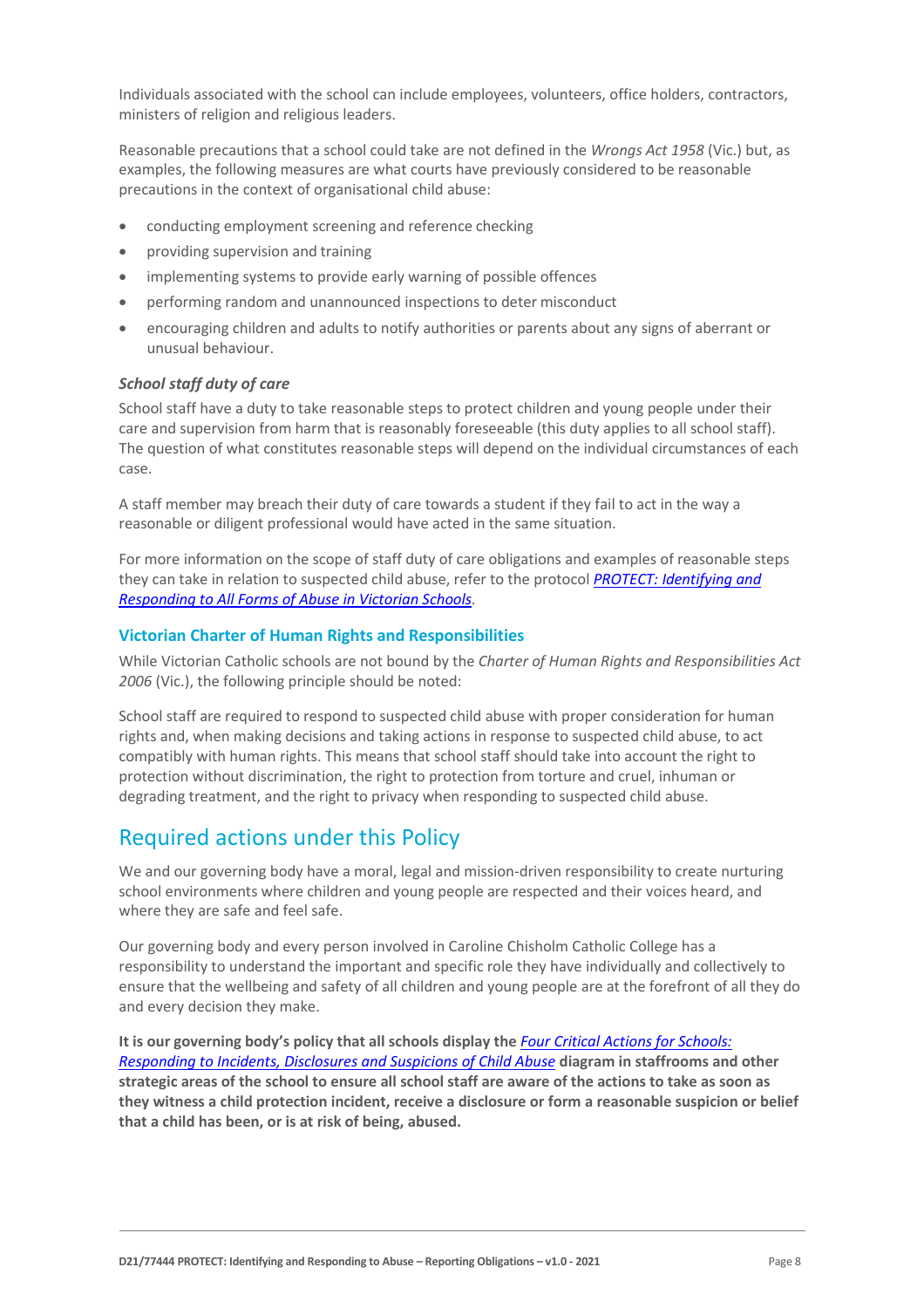Individuals associated with the school can include employees, volunteers, office holders, contractors, ministers of religion and religious leaders.

Reasonable precautions that a school could take are not defined in the *Wrongs Act 1958* (Vic.) but, as examples, the following measures are what courts have previously considered to be reasonable precautions in the context of organisational child abuse:

- conducting employment screening and reference checking
- providing supervision and training
- implementing systems to provide early warning of possible offences
- performing random and unannounced inspections to deter misconduct
- encouraging children and adults to notify authorities or parents about any signs of aberrant or unusual behaviour.

#### *School staff duty of care*

School staff have a duty to take reasonable steps to protect children and young people under their care and supervision from harm that is reasonably foreseeable (this duty applies to all school staff). The question of what constitutes reasonable steps will depend on the individual circumstances of each case.

A staff member may breach their duty of care towards a student if they fail to act in the way a reasonable or diligent professional would have acted in the same situation.

For more information on the scope of staff duty of care obligations and examples of reasonable steps they can take in relation to suspected child abuse, refer to the protocol *PROTECT: Identifying and Responding to All Forms of Abuse in Victorian Schools*.

### Victorian Charter of Human Rights and Responsibilities

While Victorian Catholic schools are not bound by the *Charter of Human Rights and Responsibilities Act 2006* (Vic.), the following principle should be noted:

School staff are required to respond to suspected child abuse with proper consideration for human rights and, when making decisions and taking actions in response to suspected child abuse, to act compatibly with human rights. This means that school staff should take into account the right to protection without discrimination, the right to protection from torture and cruel, inhuman or degrading treatment, and the right to privacy when responding to suspected child abuse.

## Required actions under this Policy

We and our governing body have a moral, legal and mission-driven responsibility to create nurturing school environments where children and young people are respected and their voices heard, and where they are safe and feel safe.

Our governing body and every person involved in Caroline Chisholm Catholic College has a responsibility to understand the important and specific role they have individually and collectively to ensure that the wellbeing and safety of all children and young people are at the forefront of all they do and every decision they make.

**It is our governing body's policy that all schools display the *Four Critical Actions for Schools: Responding to Incidents, Disclosures and Suspicions of Child Abuse* diagram in staffrooms and other strategic areas of the school to ensure all school staff are aware of the actions to take as soon as they witness a child protection incident, receive a disclosure or form a reasonable suspicion or belief that a child has been, or is at risk of being, abused.**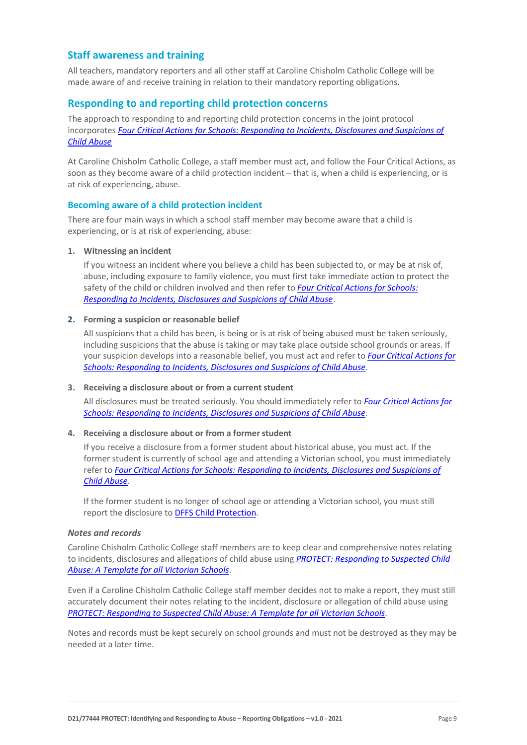## Staff awareness and training

All teachers, mandatory reporters and all other staff at Caroline Chisholm Catholic College will be made aware of and receive training in relation to their mandatory reporting obligations.

## Responding to and reporting child protection concerns

The approach to responding to and reporting child protection concerns in the joint protocol incorporates *Four Critical Actions for Schools: Responding to Incidents, Disclosures and Suspicions of Child Abuse*

At Caroline Chisholm Catholic College, a staff member must act, and follow the Four Critical Actions, as soon as they become aware of a child protection incident – that is, when a child is experiencing, or is at risk of experiencing, abuse.

### Becoming aware of a child protection incident

There are four main ways in which a school staff member may become aware that a child is experiencing, or is at risk of experiencing, abuse:

1. **Witnessing an incident**

   If you witness an incident where you believe a child has been subjected to, or may be at risk of, abuse, including exposure to family violence, you must first take immediate action to protect the safety of the child or children involved and then refer to *Four Critical Actions for Schools: Responding to Incidents, Disclosures and Suspicions of Child Abuse*.

2. **Forming a suspicion or reasonable belief**

   All suspicions that a child has been, is being or is at risk of being abused must be taken seriously, including suspicions that the abuse is taking or may take place outside school grounds or areas. If your suspicion develops into a reasonable belief, you must act and refer to *Four Critical Actions for Schools: Responding to Incidents, Disclosures and Suspicions of Child Abuse*.

3. **Receiving a disclosure about or from a current student**

   All disclosures must be treated seriously. You should immediately refer to *Four Critical Actions for Schools: Responding to Incidents, Disclosures and Suspicions of Child Abuse*.

4. **Receiving a disclosure about or from a former student**

   If you receive a disclosure from a former student about historical abuse, you must act. If the former student is currently of school age and attending a Victorian school, you must immediately refer to *Four Critical Actions for Schools: Responding to Incidents, Disclosures and Suspicions of Child Abuse*.

   If the former student is no longer of school age or attending a Victorian school, you must still report the disclosure to DFFS Child Protection.

*Notes and records*

Caroline Chisholm Catholic College staff members are to keep clear and comprehensive notes relating to incidents, disclosures and allegations of child abuse using *PROTECT: Responding to Suspected Child Abuse: A Template for all Victorian Schools*.

Even if a Caroline Chisholm Catholic College staff member decides not to make a report, they must still accurately document their notes relating to the incident, disclosure or allegation of child abuse using *PROTECT: Responding to Suspected Child Abuse: A Template for all Victorian Schools*.

Notes and records must be kept securely on school grounds and must not be destroyed as they may be needed at a later time.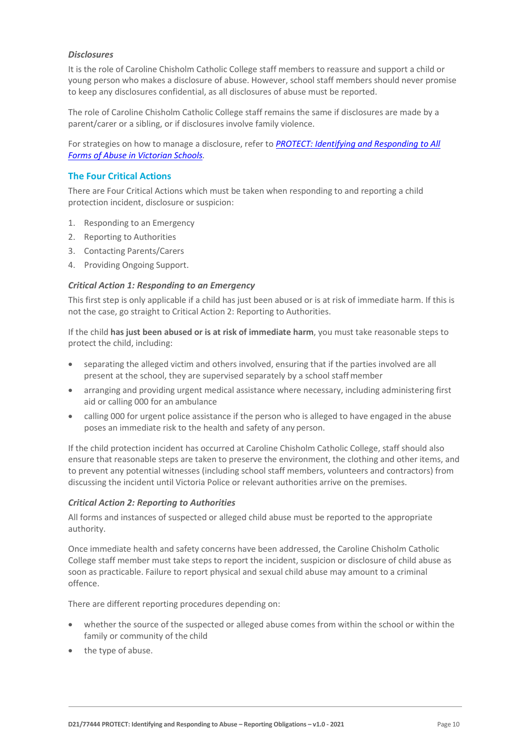### *Disclosures*

It is the role of Caroline Chisholm Catholic College staff members to reassure and support a child or young person who makes a disclosure of abuse. However, school staff members should never promise to keep any disclosures confidential, as all disclosures of abuse must be reported.

The role of Caroline Chisholm Catholic College staff remains the same if disclosures are made by a parent/carer or a sibling, or if disclosures involve family violence.

For strategies on how to manage a disclosure, refer to [*PROTECT: Identifying and Responding to All Forms of Abuse in Victorian Schools*](#).

## The Four Critical Actions

There are Four Critical Actions which must be taken when responding to and reporting a child protection incident, disclosure or suspicion:

1. Responding to an Emergency
2. Reporting to Authorities
3. Contacting Parents/Carers
4. Providing Ongoing Support.

### *Critical Action 1: Responding to an Emergency*

This first step is only applicable if a child has just been abused or is at risk of immediate harm. If this is not the case, go straight to Critical Action 2: Reporting to Authorities.

If the child **has just been abused or is at risk of immediate harm**, you must take reasonable steps to protect the child, including:

- separating the alleged victim and others involved, ensuring that if the parties involved are all present at the school, they are supervised separately by a school staff member
- arranging and providing urgent medical assistance where necessary, including administering first aid or calling 000 for an ambulance
- calling 000 for urgent police assistance if the person who is alleged to have engaged in the abuse poses an immediate risk to the health and safety of any person.

If the child protection incident has occurred at Caroline Chisholm Catholic College, staff should also ensure that reasonable steps are taken to preserve the environment, the clothing and other items, and to prevent any potential witnesses (including school staff members, volunteers and contractors) from discussing the incident until Victoria Police or relevant authorities arrive on the premises.

### *Critical Action 2: Reporting to Authorities*

All forms and instances of suspected or alleged child abuse must be reported to the appropriate authority.

Once immediate health and safety concerns have been addressed, the Caroline Chisholm Catholic College staff member must take steps to report the incident, suspicion or disclosure of child abuse as soon as practicable. Failure to report physical and sexual child abuse may amount to a criminal offence.

There are different reporting procedures depending on:

- whether the source of the suspected or alleged abuse comes from within the school or within the family or community of the child
- the type of abuse.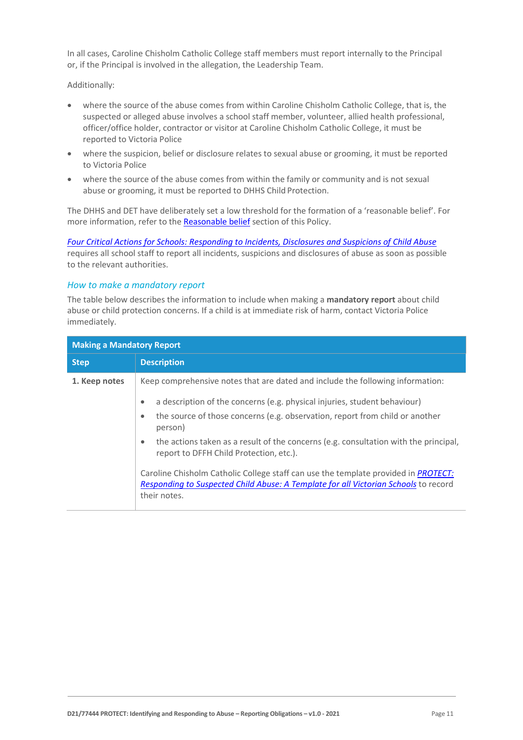In all cases, Caroline Chisholm Catholic College staff members must report internally to the Principal or, if the Principal is involved in the allegation, the Leadership Team.

Additionally:

- where the source of the abuse comes from within Caroline Chisholm Catholic College, that is, the suspected or alleged abuse involves a school staff member, volunteer, allied health professional, officer/office holder, contractor or visitor at Caroline Chisholm Catholic College, it must be reported to Victoria Police
- where the suspicion, belief or disclosure relates to sexual abuse or grooming, it must be reported to Victoria Police
- where the source of the abuse comes from within the family or community and is not sexual abuse or grooming, it must be reported to DHHS Child Protection.

The DHHS and DET have deliberately set a low threshold for the formation of a 'reasonable belief'. For more information, refer to the Reasonable belief section of this Policy.

*Four Critical Actions for Schools: Responding to Incidents, Disclosures and Suspicions of Child Abuse* requires all school staff to report all incidents, suspicions and disclosures of abuse as soon as possible to the relevant authorities.

### *How to make a mandatory report*

The table below describes the information to include when making a **mandatory report** about child abuse or child protection concerns. If a child is at immediate risk of harm, contact Victoria Police immediately.

| Making a Mandatory Report | |
|---|---|
| **Step** | **Description** |
| **1. Keep notes** | Keep comprehensive notes that are dated and include the following information:<br>• a description of the concerns (e.g. physical injuries, student behaviour)<br>• the source of those concerns (e.g. observation, report from child or another person)<br>• the actions taken as a result of the concerns (e.g. consultation with the principal, report to DFFH Child Protection, etc.).<br><br>Caroline Chisholm Catholic College staff can use the template provided in *PROTECT: Responding to Suspected Child Abuse: A Template for all Victorian Schools* to record their notes. |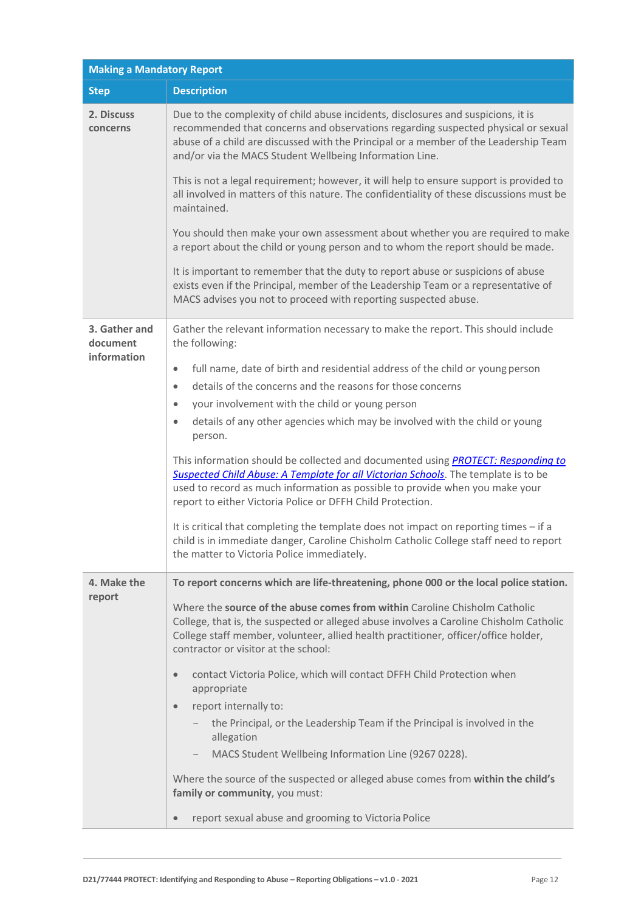| Making a Mandatory Report | |
|---|---|
| **Step** | **Description** |
| **2. Discuss concerns** | Due to the complexity of child abuse incidents, disclosures and suspicions, it is recommended that concerns and observations regarding suspected physical or sexual abuse of a child are discussed with the Principal or a member of the Leadership Team and/or via the MACS Student Wellbeing Information Line.<br><br>This is not a legal requirement; however, it will help to ensure support is provided to all involved in matters of this nature. The confidentiality of these discussions must be maintained.<br><br>You should then make your own assessment about whether you are required to make a report about the child or young person and to whom the report should be made.<br><br>It is important to remember that the duty to report abuse or suspicions of abuse exists even if the Principal, member of the Leadership Team or a representative of MACS advises you not to proceed with reporting suspected abuse. |
| **3. Gather and document information** | Gather the relevant information necessary to make the report. This should include the following:<br><br>• full name, date of birth and residential address of the child or young person<br>• details of the concerns and the reasons for those concerns<br>• your involvement with the child or young person<br>• details of any other agencies which may be involved with the child or young person.<br><br>This information should be collected and documented using *PROTECT: Responding to Suspected Child Abuse: A Template for all Victorian Schools*. The template is to be used to record as much information as possible to provide when you make your report to either Victoria Police or DFFH Child Protection.<br><br>It is critical that completing the template does not impact on reporting times – if a child is in immediate danger, Caroline Chisholm Catholic College staff need to report the matter to Victoria Police immediately. |
| **4. Make the report** | **To report concerns which are life-threatening, phone 000 or the local police station.**<br><br>Where the **source of the abuse comes from within** Caroline Chisholm Catholic College, that is, the suspected or alleged abuse involves a Caroline Chisholm Catholic College staff member, volunteer, allied health practitioner, officer/office holder, contractor or visitor at the school:<br><br>• contact Victoria Police, which will contact DFFH Child Protection when appropriate<br>• report internally to:<br>  – the Principal, or the Leadership Team if the Principal is involved in the allegation<br>  – MACS Student Wellbeing Information Line (9267 0228).<br><br>Where the source of the suspected or alleged abuse comes from **within the child's family or community**, you must:<br><br>• report sexual abuse and grooming to Victoria Police |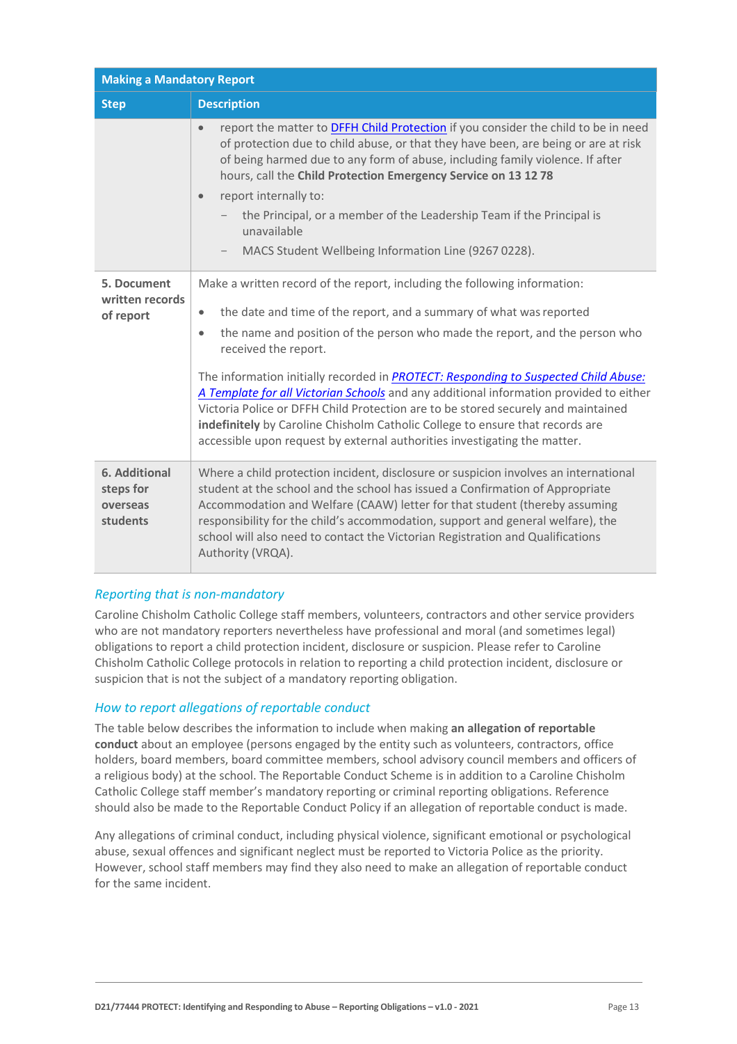| Making a Mandatory Report | |
|---|---|
| **Step** | **Description** |
| | • report the matter to DFFH Child Protection if you consider the child to be in need of protection due to child abuse, or that they have been, are being or are at risk of being harmed due to any form of abuse, including family violence. If after hours, call the **Child Protection Emergency Service on 13 12 78**<br>• report internally to:<br>  – the Principal, or a member of the Leadership Team if the Principal is unavailable<br>  – MACS Student Wellbeing Information Line (9267 0228). |
| **5. Document written records of report** | Make a written record of the report, including the following information:<br>• the date and time of the report, and a summary of what was reported<br>• the name and position of the person who made the report, and the person who received the report.<br><br>The information initially recorded in *PROTECT: Responding to Suspected Child Abuse: A Template for all Victorian Schools* and any additional information provided to either Victoria Police or DFFH Child Protection are to be stored securely and maintained **indefinitely** by Caroline Chisholm Catholic College to ensure that records are accessible upon request by external authorities investigating the matter. |
| **6. Additional steps for overseas students** | Where a child protection incident, disclosure or suspicion involves an international student at the school and the school has issued a Confirmation of Appropriate Accommodation and Welfare (CAAW) letter for that student (thereby assuming responsibility for the child's accommodation, support and general welfare), the school will also need to contact the Victorian Registration and Qualifications Authority (VRQA). |

### *Reporting that is non-mandatory*

Caroline Chisholm Catholic College staff members, volunteers, contractors and other service providers who are not mandatory reporters nevertheless have professional and moral (and sometimes legal) obligations to report a child protection incident, disclosure or suspicion. Please refer to Caroline Chisholm Catholic College protocols in relation to reporting a child protection incident, disclosure or suspicion that is not the subject of a mandatory reporting obligation.

### *How to report allegations of reportable conduct*

The table below describes the information to include when making **an allegation of reportable conduct** about an employee (persons engaged by the entity such as volunteers, contractors, office holders, board members, board committee members, school advisory council members and officers of a religious body) at the school. The Reportable Conduct Scheme is in addition to a Caroline Chisholm Catholic College staff member's mandatory reporting or criminal reporting obligations. Reference should also be made to the Reportable Conduct Policy if an allegation of reportable conduct is made.

Any allegations of criminal conduct, including physical violence, significant emotional or psychological abuse, sexual offences and significant neglect must be reported to Victoria Police as the priority. However, school staff members may find they also need to make an allegation of reportable conduct for the same incident.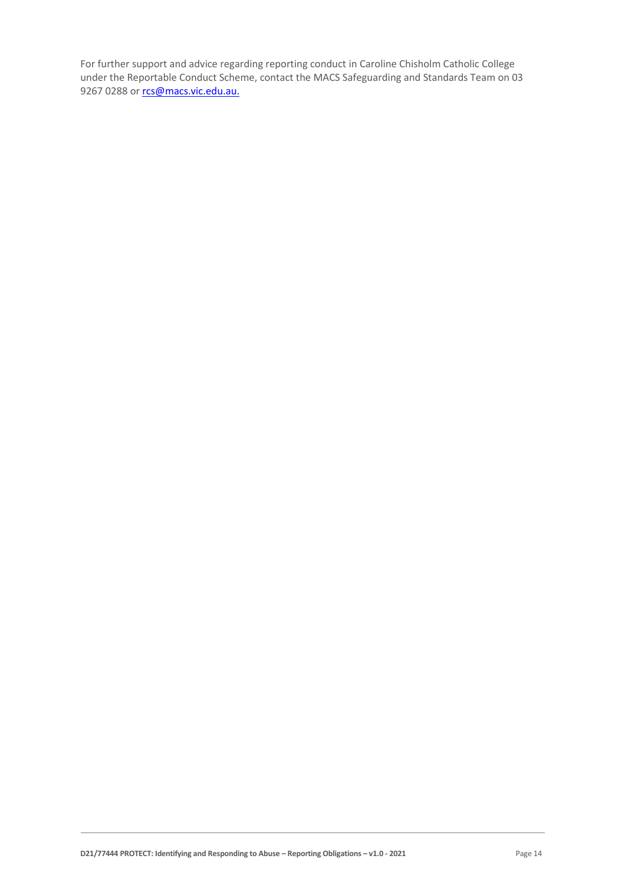For further support and advice regarding reporting conduct in Caroline Chisholm Catholic College under the Reportable Conduct Scheme, contact the MACS Safeguarding and Standards Team on 03 9267 0288 or rcs@macs.vic.edu.au.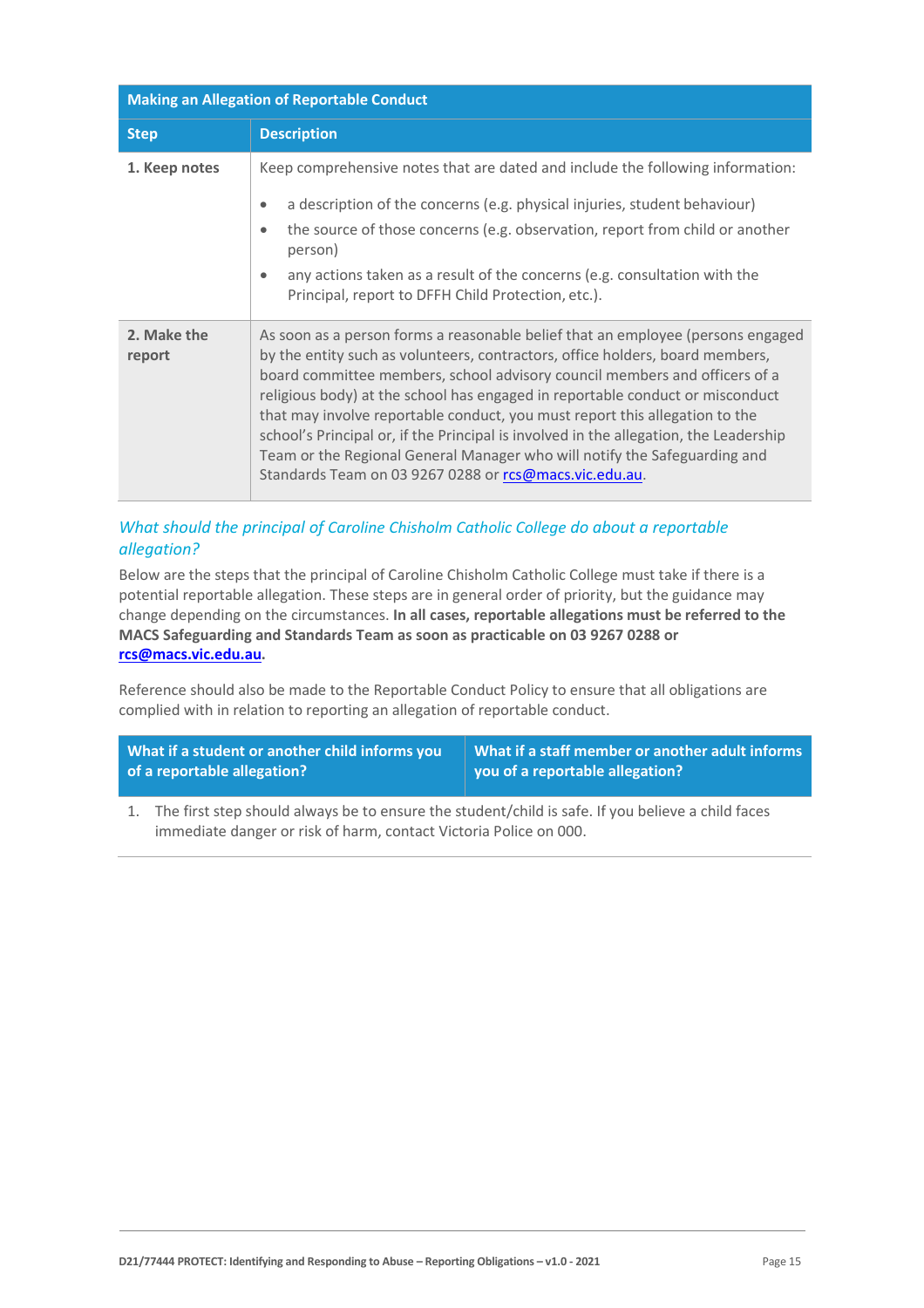| Making an Allegation of Reportable Conduct | |
|---|---|
| **Step** | **Description** |
| **1. Keep notes** | Keep comprehensive notes that are dated and include the following information:<br>• a description of the concerns (e.g. physical injuries, student behaviour)<br>• the source of those concerns (e.g. observation, report from child or another person)<br>• any actions taken as a result of the concerns (e.g. consultation with the Principal, report to DFFH Child Protection, etc.). |
| **2. Make the report** | As soon as a person forms a reasonable belief that an employee (persons engaged by the entity such as volunteers, contractors, office holders, board members, board committee members, school advisory council members and officers of a religious body) at the school has engaged in reportable conduct or misconduct that may involve reportable conduct, you must report this allegation to the school's Principal or, if the Principal is involved in the allegation, the Leadership Team or the Regional General Manager who will notify the Safeguarding and Standards Team on 03 9267 0288 or rcs@macs.vic.edu.au. |

### *What should the principal of Caroline Chisholm Catholic College do about a reportable allegation?*

Below are the steps that the principal of Caroline Chisholm Catholic College must take if there is a potential reportable allegation. These steps are in general order of priority, but the guidance may change depending on the circumstances. **In all cases, reportable allegations must be referred to the MACS Safeguarding and Standards Team as soon as practicable on 03 9267 0288 or rcs@macs.vic.edu.au.**

Reference should also be made to the Reportable Conduct Policy to ensure that all obligations are complied with in relation to reporting an allegation of reportable conduct.

| What if a student or another child informs you of a reportable allegation? | What if a staff member or another adult informs you of a reportable allegation? |
|---|---|
| 1. The first step should always be to ensure the student/child is safe. If you believe a child faces immediate danger or risk of harm, contact Victoria Police on 000. | |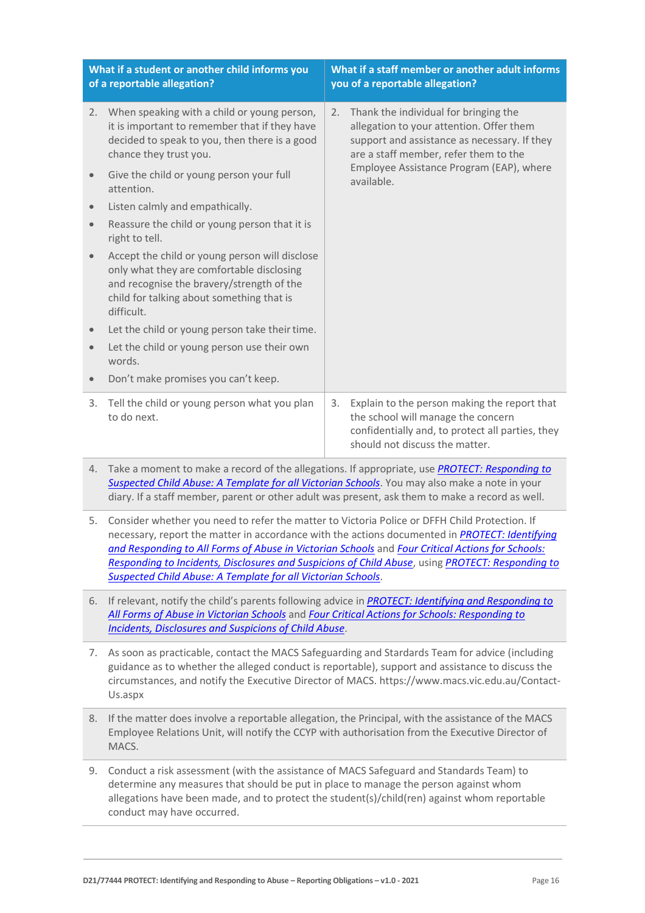| What if a student or another child informs you of a reportable allegation? | What if a staff member or another adult informs you of a reportable allegation? |
|---|---|
| 2. When speaking with a child or young person, it is important to remember that if they have decided to speak to you, then there is a good chance they trust you. <br>• Give the child or young person your full attention. <br>• Listen calmly and empathically. <br>• Reassure the child or young person that it is right to tell. <br>• Accept the child or young person will disclose only what they are comfortable disclosing and recognise the bravery/strength of the child for talking about something that is difficult. <br>• Let the child or young person take their time. <br>• Let the child or young person use their own words. <br>• Don't make promises you can't keep. | 2. Thank the individual for bringing the allegation to your attention. Offer them support and assistance as necessary. If they are a staff member, refer them to the Employee Assistance Program (EAP), where available. |
| 3. Tell the child or young person what you plan to do next. | 3. Explain to the person making the report that the school will manage the concern confidentially and, to protect all parties, they should not discuss the matter. |

4. Take a moment to make a record of the allegations. If appropriate, use *PROTECT: Responding to Suspected Child Abuse: A Template for all Victorian Schools*. You may also make a note in your diary. If a staff member, parent or other adult was present, ask them to make a record as well.

5. Consider whether you need to refer the matter to Victoria Police or DFFH Child Protection. If necessary, report the matter in accordance with the actions documented in *PROTECT: Identifying and Responding to All Forms of Abuse in Victorian Schools* and *Four Critical Actions for Schools: Responding to Incidents, Disclosures and Suspicions of Child Abuse*, using *PROTECT: Responding to Suspected Child Abuse: A Template for all Victorian Schools*.

6. If relevant, notify the child's parents following advice in *PROTECT: Identifying and Responding to All Forms of Abuse in Victorian Schools* and *Four Critical Actions for Schools: Responding to Incidents, Disclosures and Suspicions of Child Abuse*.

7. As soon as practicable, contact the MACS Safeguarding and Stardards Team for advice (including guidance as to whether the alleged conduct is reportable), support and assistance to discuss the circumstances, and notify the Executive Director of MACS. https://www.macs.vic.edu.au/Contact-Us.aspx

8. If the matter does involve a reportable allegation, the Principal, with the assistance of the MACS Employee Relations Unit, will notify the CCYP with authorisation from the Executive Director of MACS.

9. Conduct a risk assessment (with the assistance of MACS Safeguard and Standards Team) to determine any measures that should be put in place to manage the person against whom allegations have been made, and to protect the student(s)/child(ren) against whom reportable conduct may have occurred.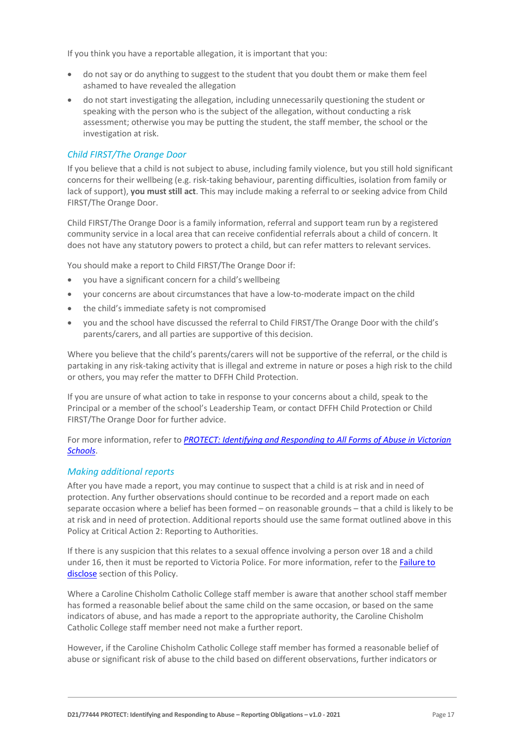If you think you have a reportable allegation, it is important that you:

- do not say or do anything to suggest to the student that you doubt them or make them feel ashamed to have revealed the allegation
- do not start investigating the allegation, including unnecessarily questioning the student or speaking with the person who is the subject of the allegation, without conducting a risk assessment; otherwise you may be putting the student, the staff member, the school or the investigation at risk.

### *Child FIRST/The Orange Door*

If you believe that a child is not subject to abuse, including family violence, but you still hold significant concerns for their wellbeing (e.g. risk-taking behaviour, parenting difficulties, isolation from family or lack of support), **you must still act**. This may include making a referral to or seeking advice from Child FIRST/The Orange Door.

Child FIRST/The Orange Door is a family information, referral and support team run by a registered community service in a local area that can receive confidential referrals about a child of concern. It does not have any statutory powers to protect a child, but can refer matters to relevant services.

You should make a report to Child FIRST/The Orange Door if:

- you have a significant concern for a child's wellbeing
- your concerns are about circumstances that have a low-to-moderate impact on the child
- the child's immediate safety is not compromised
- you and the school have discussed the referral to Child FIRST/The Orange Door with the child's parents/carers, and all parties are supportive of this decision.

Where you believe that the child's parents/carers will not be supportive of the referral, or the child is partaking in any risk-taking activity that is illegal and extreme in nature or poses a high risk to the child or others, you may refer the matter to DFFH Child Protection.

If you are unsure of what action to take in response to your concerns about a child, speak to the Principal or a member of the school's Leadership Team, or contact DFFH Child Protection or Child FIRST/The Orange Door for further advice.

For more information, refer to *PROTECT: Identifying and Responding to All Forms of Abuse in Victorian Schools*.

### *Making additional reports*

After you have made a report, you may continue to suspect that a child is at risk and in need of protection. Any further observations should continue to be recorded and a report made on each separate occasion where a belief has been formed – on reasonable grounds – that a child is likely to be at risk and in need of protection. Additional reports should use the same format outlined above in this Policy at Critical Action 2: Reporting to Authorities.

If there is any suspicion that this relates to a sexual offence involving a person over 18 and a child under 16, then it must be reported to Victoria Police. For more information, refer to the Failure to disclose section of this Policy.

Where a Caroline Chisholm Catholic College staff member is aware that another school staff member has formed a reasonable belief about the same child on the same occasion, or based on the same indicators of abuse, and has made a report to the appropriate authority, the Caroline Chisholm Catholic College staff member need not make a further report.

However, if the Caroline Chisholm Catholic College staff member has formed a reasonable belief of abuse or significant risk of abuse to the child based on different observations, further indicators or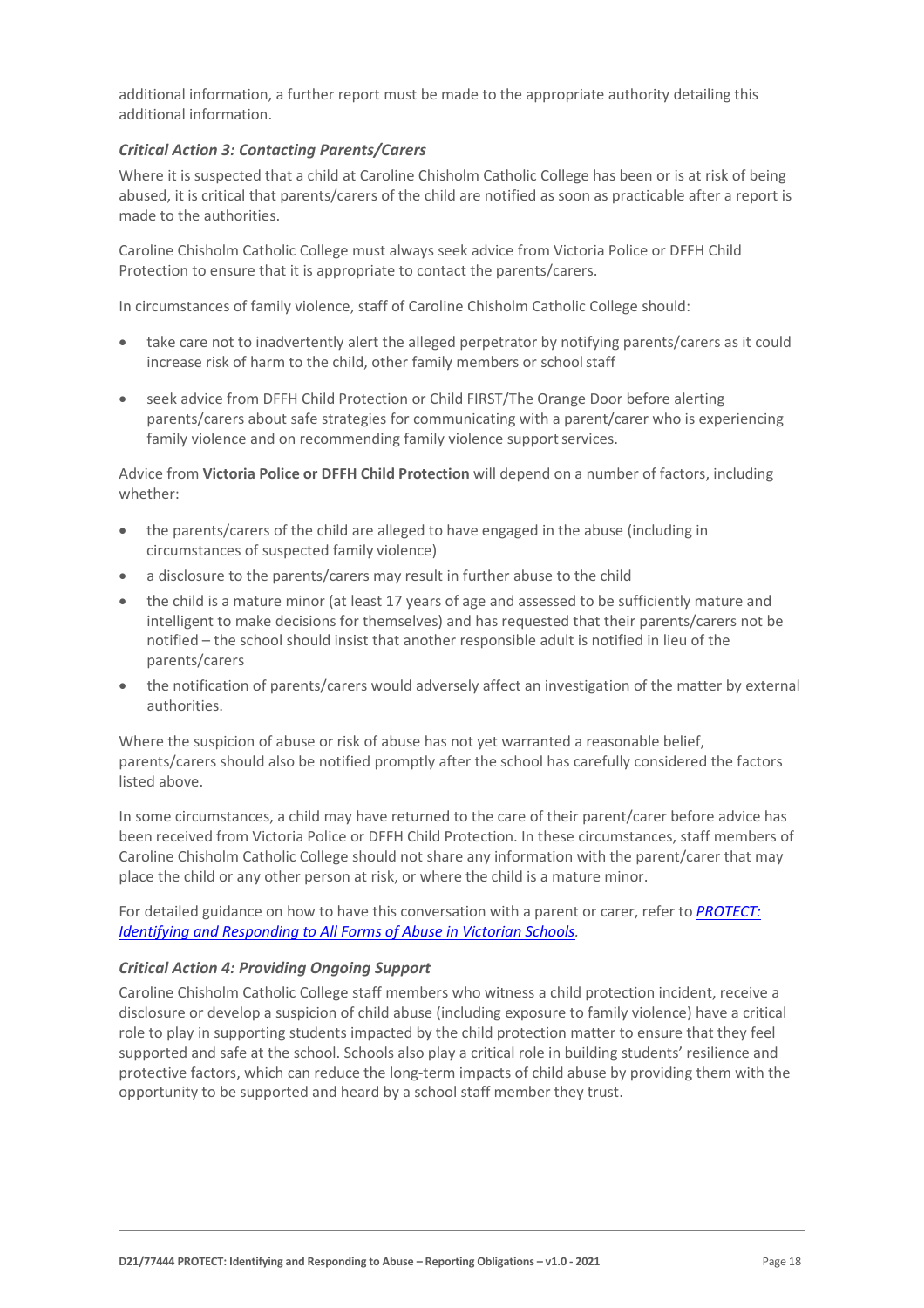additional information, a further report must be made to the appropriate authority detailing this additional information.

### *Critical Action 3: Contacting Parents/Carers*

Where it is suspected that a child at Caroline Chisholm Catholic College has been or is at risk of being abused, it is critical that parents/carers of the child are notified as soon as practicable after a report is made to the authorities.

Caroline Chisholm Catholic College must always seek advice from Victoria Police or DFFH Child Protection to ensure that it is appropriate to contact the parents/carers.

In circumstances of family violence, staff of Caroline Chisholm Catholic College should:

- take care not to inadvertently alert the alleged perpetrator by notifying parents/carers as it could increase risk of harm to the child, other family members or school staff
- seek advice from DFFH Child Protection or Child FIRST/The Orange Door before alerting parents/carers about safe strategies for communicating with a parent/carer who is experiencing family violence and on recommending family violence support services.

Advice from **Victoria Police or DFFH Child Protection** will depend on a number of factors, including whether:

- the parents/carers of the child are alleged to have engaged in the abuse (including in circumstances of suspected family violence)
- a disclosure to the parents/carers may result in further abuse to the child
- the child is a mature minor (at least 17 years of age and assessed to be sufficiently mature and intelligent to make decisions for themselves) and has requested that their parents/carers not be notified – the school should insist that another responsible adult is notified in lieu of the parents/carers
- the notification of parents/carers would adversely affect an investigation of the matter by external authorities.

Where the suspicion of abuse or risk of abuse has not yet warranted a reasonable belief, parents/carers should also be notified promptly after the school has carefully considered the factors listed above.

In some circumstances, a child may have returned to the care of their parent/carer before advice has been received from Victoria Police or DFFH Child Protection. In these circumstances, staff members of Caroline Chisholm Catholic College should not share any information with the parent/carer that may place the child or any other person at risk, or where the child is a mature minor.

For detailed guidance on how to have this conversation with a parent or carer, refer to [*PROTECT: Identifying and Responding to All Forms of Abuse in Victorian Schools*](#).

### *Critical Action 4: Providing Ongoing Support*

Caroline Chisholm Catholic College staff members who witness a child protection incident, receive a disclosure or develop a suspicion of child abuse (including exposure to family violence) have a critical role to play in supporting students impacted by the child protection matter to ensure that they feel supported and safe at the school. Schools also play a critical role in building students' resilience and protective factors, which can reduce the long-term impacts of child abuse by providing them with the opportunity to be supported and heard by a school staff member they trust.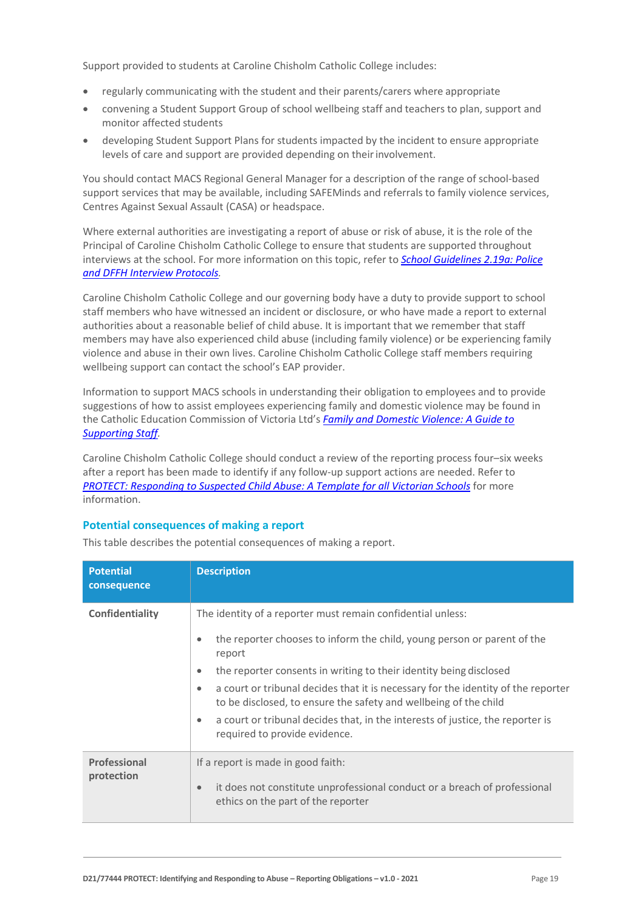Support provided to students at Caroline Chisholm Catholic College includes:

- regularly communicating with the student and their parents/carers where appropriate
- convening a Student Support Group of school wellbeing staff and teachers to plan, support and monitor affected students
- developing Student Support Plans for students impacted by the incident to ensure appropriate levels of care and support are provided depending on their involvement.

You should contact MACS Regional General Manager for a description of the range of school-based support services that may be available, including SAFEMinds and referrals to family violence services, Centres Against Sexual Assault (CASA) or headspace.

Where external authorities are investigating a report of abuse or risk of abuse, it is the role of the Principal of Caroline Chisholm Catholic College to ensure that students are supported throughout interviews at the school. For more information on this topic, refer to *School Guidelines 2.19a: Police and DFFH Interview Protocols*.

Caroline Chisholm Catholic College and our governing body have a duty to provide support to school staff members who have witnessed an incident or disclosure, or who have made a report to external authorities about a reasonable belief of child abuse. It is important that we remember that staff members may have also experienced child abuse (including family violence) or be experiencing family violence and abuse in their own lives. Caroline Chisholm Catholic College staff members requiring wellbeing support can contact the school's EAP provider.

Information to support MACS schools in understanding their obligation to employees and to provide suggestions of how to assist employees experiencing family and domestic violence may be found in the Catholic Education Commission of Victoria Ltd's *Family and Domestic Violence: A Guide to Supporting Staff*.

Caroline Chisholm Catholic College should conduct a review of the reporting process four–six weeks after a report has been made to identify if any follow-up support actions are needed. Refer to *PROTECT: Responding to Suspected Child Abuse: A Template for all Victorian Schools* for more information.

## Potential consequences of making a report

This table describes the potential consequences of making a report.

| Potential consequence | Description |
|---|---|
| **Confidentiality** | The identity of a reporter must remain confidential unless:<br>• the reporter chooses to inform the child, young person or parent of the report<br>• the reporter consents in writing to their identity being disclosed<br>• a court or tribunal decides that it is necessary for the identity of the reporter to be disclosed, to ensure the safety and wellbeing of the child<br>• a court or tribunal decides that, in the interests of justice, the reporter is required to provide evidence. |
| **Professional protection** | If a report is made in good faith:<br>• it does not constitute unprofessional conduct or a breach of professional ethics on the part of the reporter |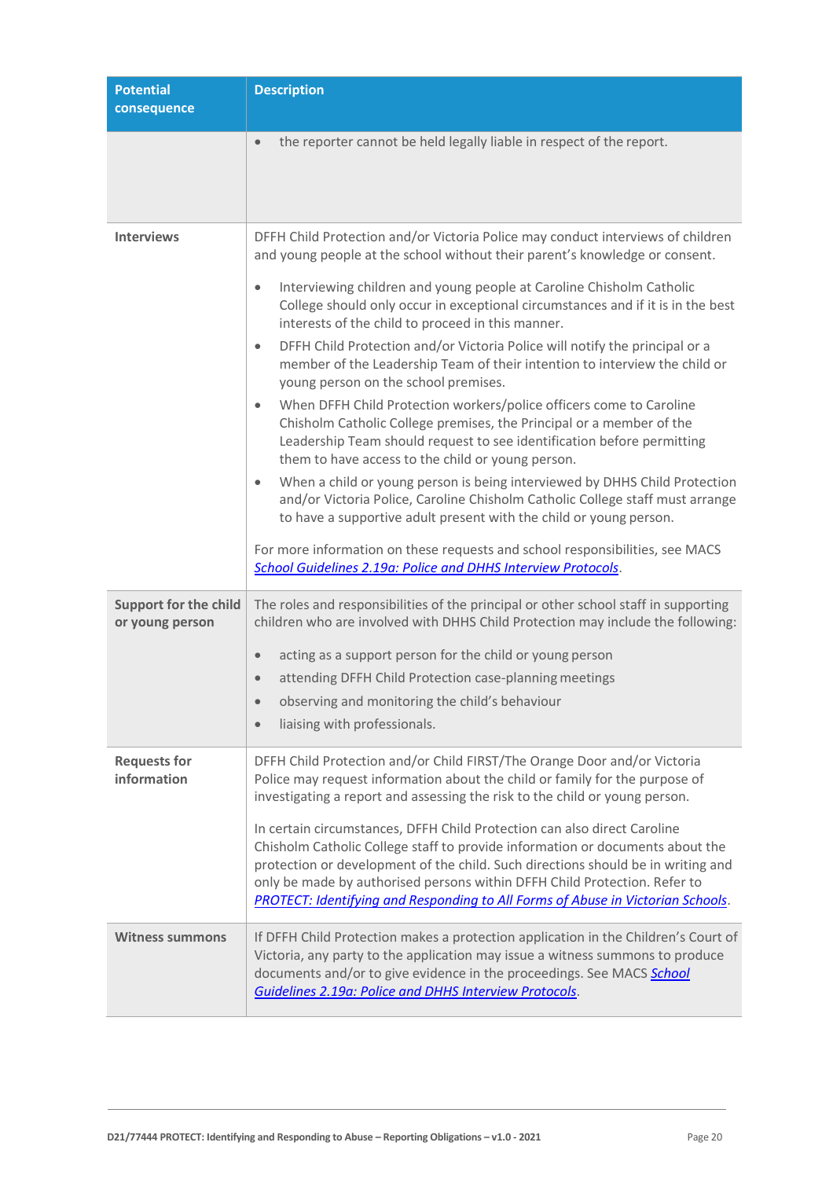| Potential consequence | Description |
|---|---|
| | • the reporter cannot be held legally liable in respect of the report. |
| **Interviews** | DFFH Child Protection and/or Victoria Police may conduct interviews of children and young people at the school without their parent's knowledge or consent.<br><br>• Interviewing children and young people at Caroline Chisholm Catholic College should only occur in exceptional circumstances and if it is in the best interests of the child to proceed in this manner.<br>• DFFH Child Protection and/or Victoria Police will notify the principal or a member of the Leadership Team of their intention to interview the child or young person on the school premises.<br>• When DFFH Child Protection workers/police officers come to Caroline Chisholm Catholic College premises, the Principal or a member of the Leadership Team should request to see identification before permitting them to have access to the child or young person.<br>• When a child or young person is being interviewed by DHHS Child Protection and/or Victoria Police, Caroline Chisholm Catholic College staff must arrange to have a supportive adult present with the child or young person.<br><br>For more information on these requests and school responsibilities, see MACS *School Guidelines 2.19a: Police and DHHS Interview Protocols*. |
| **Support for the child or young person** | The roles and responsibilities of the principal or other school staff in supporting children who are involved with DHHS Child Protection may include the following:<br><br>• acting as a support person for the child or young person<br>• attending DFFH Child Protection case-planning meetings<br>• observing and monitoring the child's behaviour<br>• liaising with professionals. |
| **Requests for information** | DFFH Child Protection and/or Child FIRST/The Orange Door and/or Victoria Police may request information about the child or family for the purpose of investigating a report and assessing the risk to the child or young person.<br><br>In certain circumstances, DFFH Child Protection can also direct Caroline Chisholm Catholic College staff to provide information or documents about the protection or development of the child. Such directions should be in writing and only be made by authorised persons within DFFH Child Protection. Refer to *PROTECT: Identifying and Responding to All Forms of Abuse in Victorian Schools*. |
| **Witness summons** | If DFFH Child Protection makes a protection application in the Children's Court of Victoria, any party to the application may issue a witness summons to produce documents and/or to give evidence in the proceedings. See MACS *School Guidelines 2.19a: Police and DHHS Interview Protocols*. |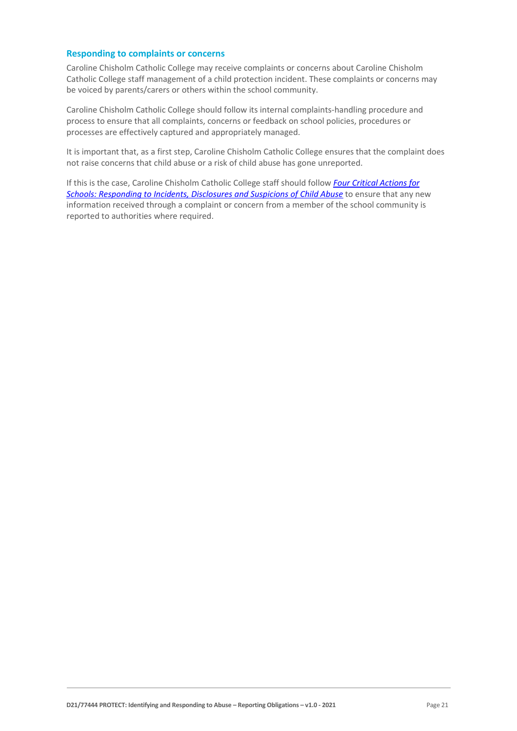### Responding to complaints or concerns

Caroline Chisholm Catholic College may receive complaints or concerns about Caroline Chisholm Catholic College staff management of a child protection incident. These complaints or concerns may be voiced by parents/carers or others within the school community.

Caroline Chisholm Catholic College should follow its internal complaints-handling procedure and process to ensure that all complaints, concerns or feedback on school policies, procedures or processes are effectively captured and appropriately managed.

It is important that, as a first step, Caroline Chisholm Catholic College ensures that the complaint does not raise concerns that child abuse or a risk of child abuse has gone unreported.

If this is the case, Caroline Chisholm Catholic College staff should follow *Four Critical Actions for Schools: Responding to Incidents, Disclosures and Suspicions of Child Abuse* to ensure that any new information received through a complaint or concern from a member of the school community is reported to authorities where required.